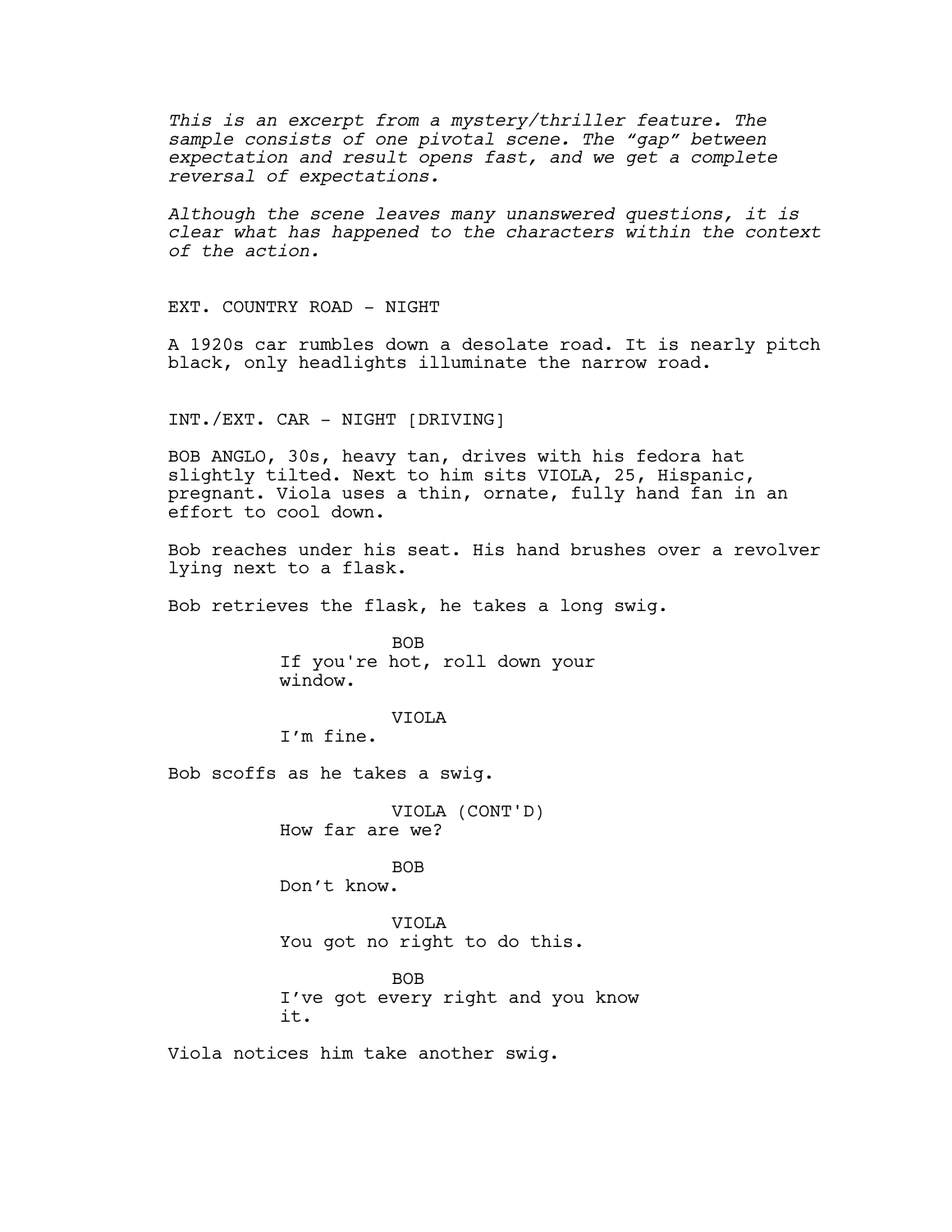*This is an excerpt from a mystery/thriller feature. The sample consists of one pivotal scene. The "gap" between expectation and result opens fast, and we get a complete reversal of expectations.*

*Although the scene leaves many unanswered questions, it is clear what has happened to the characters within the context of the action.*

EXT. COUNTRY ROAD - NIGHT

A 1920s car rumbles down a desolate road. It is nearly pitch black, only headlights illuminate the narrow road.

INT./EXT. CAR - NIGHT [DRIVING]

BOB ANGLO, 30s, heavy tan, drives with his fedora hat slightly tilted. Next to him sits VIOLA, 25, Hispanic, pregnant. Viola uses a thin, ornate, fully hand fan in an effort to cool down.

Bob reaches under his seat. His hand brushes over a revolver lying next to a flask.

Bob retrieves the flask, he takes a long swig.

BOB
If you're hot, roll down your window.

VIOLA
I'm fine.

Bob scoffs as he takes a swig.

VIOLA (CONT'D)
How far are we?

BOB
Don't know.

VIOLA
You got no right to do this.

BOB
I've got every right and you know it.

Viola notices him take another swig.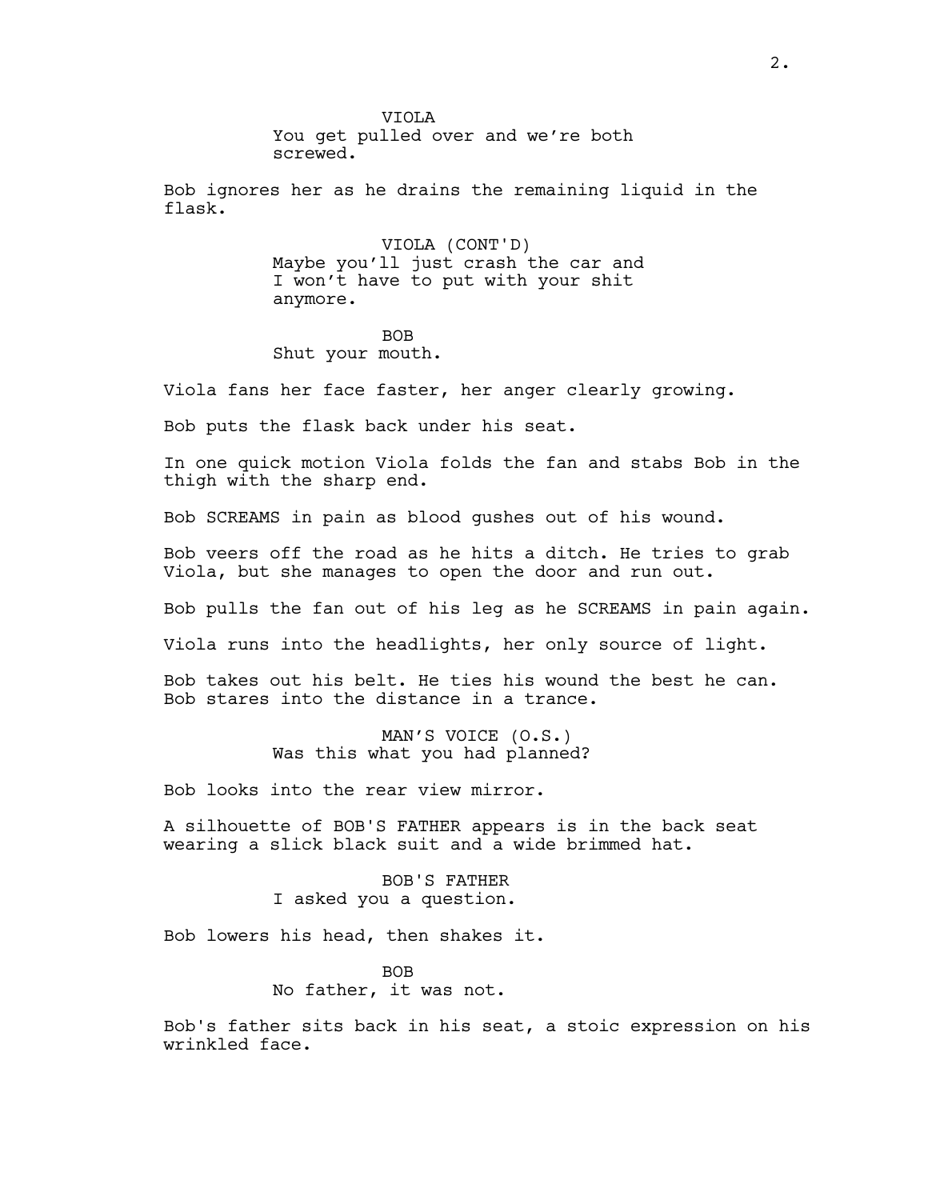VIOLA
You get pulled over and we're both screwed.

Bob ignores her as he drains the remaining liquid in the flask.

VIOLA (CONT'D)
Maybe you'll just crash the car and I won't have to put with your shit anymore.

BOB
Shut your mouth.

Viola fans her face faster, her anger clearly growing.

Bob puts the flask back under his seat.

In one quick motion Viola folds the fan and stabs Bob in the thigh with the sharp end.

Bob SCREAMS in pain as blood gushes out of his wound.

Bob veers off the road as he hits a ditch. He tries to grab Viola, but she manages to open the door and run out.

Bob pulls the fan out of his leg as he SCREAMS in pain again.

Viola runs into the headlights, her only source of light.

Bob takes out his belt. He ties his wound the best he can. Bob stares into the distance in a trance.

MAN'S VOICE (O.S.)
Was this what you had planned?

Bob looks into the rear view mirror.

A silhouette of BOB'S FATHER appears is in the back seat wearing a slick black suit and a wide brimmed hat.

BOB'S FATHER
I asked you a question.

Bob lowers his head, then shakes it.

BOB
No father, it was not.

Bob's father sits back in his seat, a stoic expression on his wrinkled face.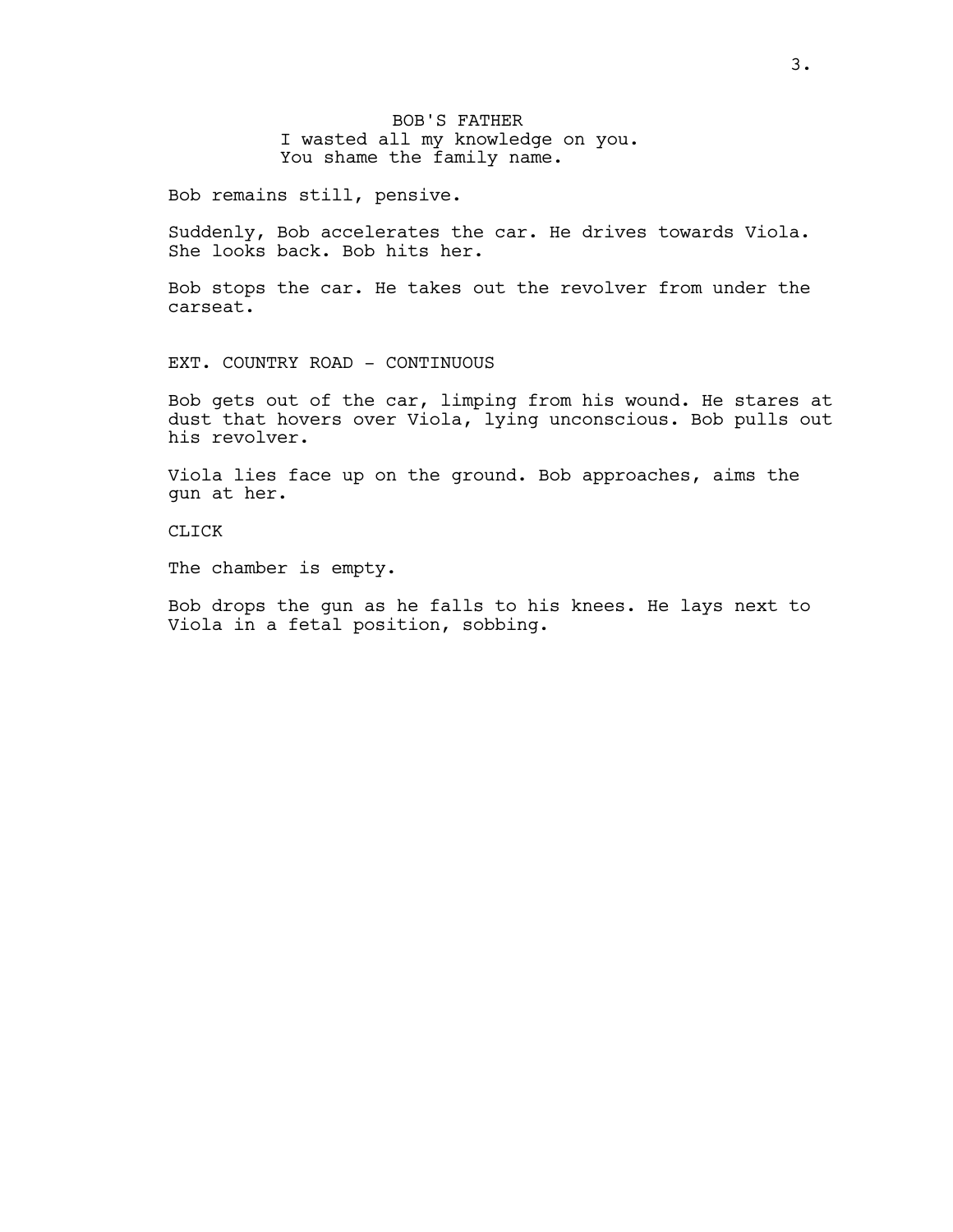BOB'S FATHER

I wasted all my knowledge on you.
You shame the family name.

Bob remains still, pensive.

Suddenly, Bob accelerates the car. He drives towards Viola. She looks back. Bob hits her.

Bob stops the car. He takes out the revolver from under the carseat.

EXT. COUNTRY ROAD - CONTINUOUS

Bob gets out of the car, limping from his wound. He stares at dust that hovers over Viola, lying unconscious. Bob pulls out his revolver.

Viola lies face up on the ground. Bob approaches, aims the gun at her.

CLICK

The chamber is empty.

Bob drops the gun as he falls to his knees. He lays next to Viola in a fetal position, sobbing.